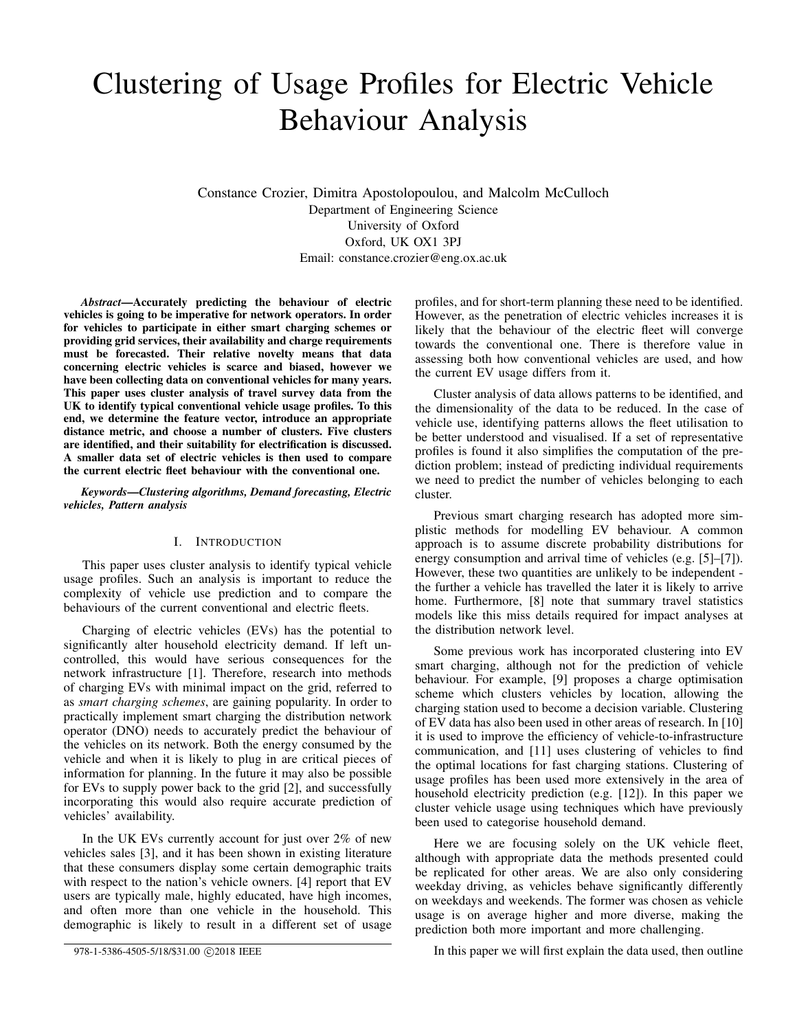# Clustering of Usage Profiles for Electric Vehicle Behaviour Analysis

Constance Crozier, Dimitra Apostolopoulou, and Malcolm McCulloch
Department of Engineering Science
University of Oxford
Oxford, UK OX1 3PJ
Email: constance.crozier@eng.ox.ac.uk

***Abstract*—Accurately predicting the behaviour of electric vehicles is going to be imperative for network operators. In order for vehicles to participate in either smart charging schemes or providing grid services, their availability and charge requirements must be forecasted. Their relative novelty means that data concerning electric vehicles is scarce and biased, however we have been collecting data on conventional vehicles for many years. This paper uses cluster analysis of travel survey data from the UK to identify typical conventional vehicle usage profiles. To this end, we determine the feature vector, introduce an appropriate distance metric, and choose a number of clusters. Five clusters are identified, and their suitability for electrification is discussed. A smaller data set of electric vehicles is then used to compare the current electric fleet behaviour with the conventional one.**

***Keywords*—*Clustering algorithms, Demand forecasting, Electric vehicles, Pattern analysis***

## I. Introduction

This paper uses cluster analysis to identify typical vehicle usage profiles. Such an analysis is important to reduce the complexity of vehicle use prediction and to compare the behaviours of the current conventional and electric fleets.

Charging of electric vehicles (EVs) has the potential to significantly alter household electricity demand. If left uncontrolled, this would have serious consequences for the network infrastructure [1]. Therefore, research into methods of charging EVs with minimal impact on the grid, referred to as *smart charging schemes*, are gaining popularity. In order to practically implement smart charging the distribution network operator (DNO) needs to accurately predict the behaviour of the vehicles on its network. Both the energy consumed by the vehicle and when it is likely to plug in are critical pieces of information for planning. In the future it may also be possible for EVs to supply power back to the grid [2], and successfully incorporating this would also require accurate prediction of vehicles' availability.

In the UK EVs currently account for just over 2% of new vehicles sales [3], and it has been shown in existing literature that these consumers display some certain demographic traits with respect to the nation's vehicle owners. [4] report that EV users are typically male, highly educated, have high incomes, and often more than one vehicle in the household. This demographic is likely to result in a different set of usage profiles, and for short-term planning these need to be identified. However, as the penetration of electric vehicles increases it is likely that the behaviour of the electric fleet will converge towards the conventional one. There is therefore value in assessing both how conventional vehicles are used, and how the current EV usage differs from it.

Cluster analysis of data allows patterns to be identified, and the dimensionality of the data to be reduced. In the case of vehicle use, identifying patterns allows the fleet utilisation to be better understood and visualised. If a set of representative profiles is found it also simplifies the computation of the prediction problem; instead of predicting individual requirements we need to predict the number of vehicles belonging to each cluster.

Previous smart charging research has adopted more simplistic methods for modelling EV behaviour. A common approach is to assume discrete probability distributions for energy consumption and arrival time of vehicles (e.g. [5]–[7]). However, these two quantities are unlikely to be independent - the further a vehicle has travelled the later it is likely to arrive home. Furthermore, [8] note that summary travel statistics models like this miss details required for impact analyses at the distribution network level.

Some previous work has incorporated clustering into EV smart charging, although not for the prediction of vehicle behaviour. For example, [9] proposes a charge optimisation scheme which clusters vehicles by location, allowing the charging station used to become a decision variable. Clustering of EV data has also been used in other areas of research. In [10] it is used to improve the efficiency of vehicle-to-infrastructure communication, and [11] uses clustering of vehicles to find the optimal locations for fast charging stations. Clustering of usage profiles has been used more extensively in the area of household electricity prediction (e.g. [12]). In this paper we cluster vehicle usage using techniques which have previously been used to categorise household demand.

Here we are focusing solely on the UK vehicle fleet, although with appropriate data the methods presented could be replicated for other areas. We are also only considering weekday driving, as vehicles behave significantly differently on weekdays and weekends. The former was chosen as vehicle usage is on average higher and more diverse, making the prediction both more important and more challenging.

In this paper we will first explain the data used, then outline

978-1-5386-4505-5/18/$31.00 ©2018 IEEE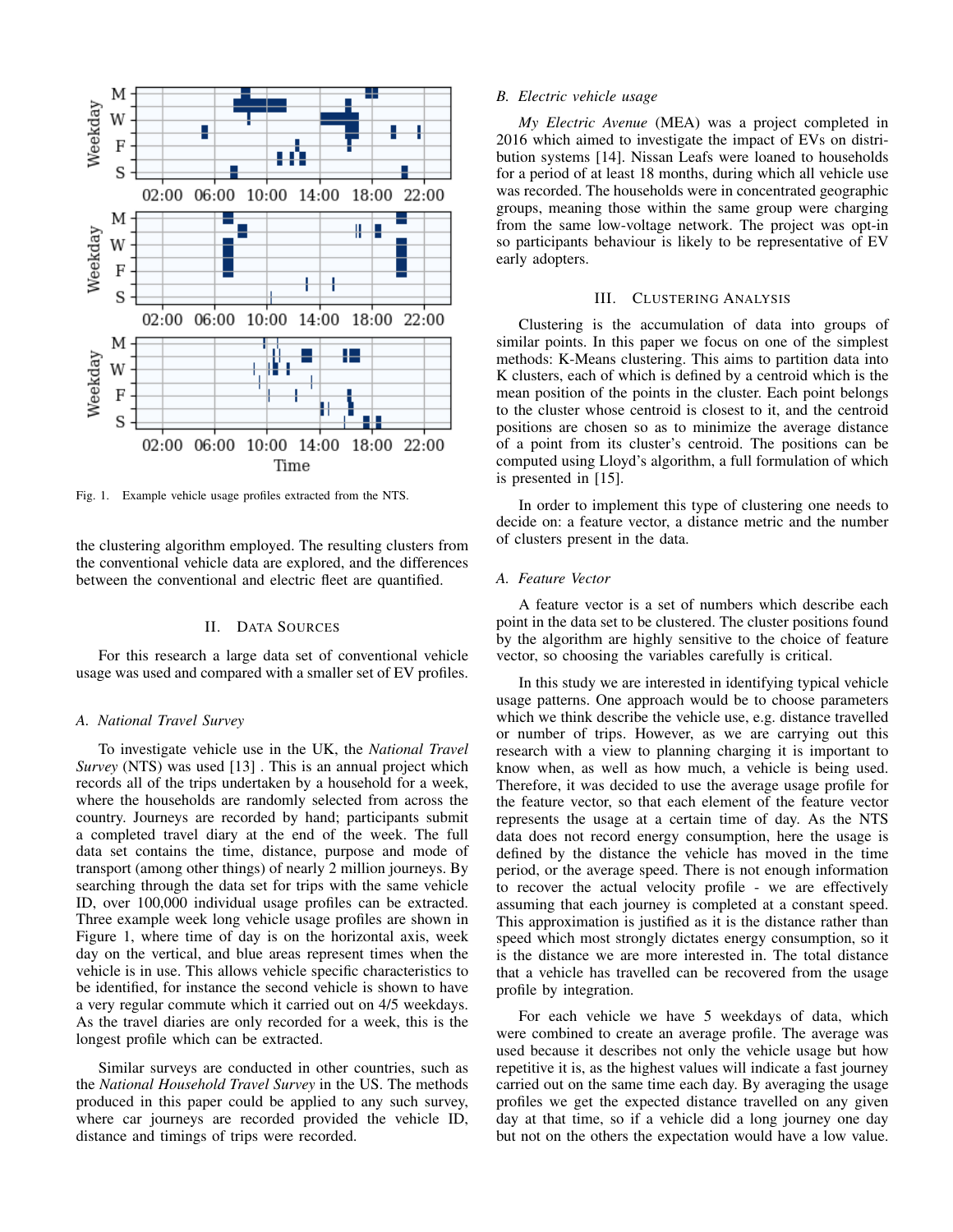Fig. 1. Example vehicle usage profiles extracted from the NTS.

the clustering algorithm employed. The resulting clusters from the conventional vehicle data are explored, and the differences between the conventional and electric fleet are quantified.

## II. Data Sources

For this research a large data set of conventional vehicle usage was used and compared with a smaller set of EV profiles.

### A. National Travel Survey

To investigate vehicle use in the UK, the *National Travel Survey* (NTS) was used [13] . This is an annual project which records all of the trips undertaken by a household for a week, where the households are randomly selected from across the country. Journeys are recorded by hand; participants submit a completed travel diary at the end of the week. The full data set contains the time, distance, purpose and mode of transport (among other things) of nearly 2 million journeys. By searching through the data set for trips with the same vehicle ID, over 100,000 individual usage profiles can be extracted. Three example week long vehicle usage profiles are shown in Figure 1, where time of day is on the horizontal axis, week day on the vertical, and blue areas represent times when the vehicle is in use. This allows vehicle specific characteristics to be identified, for instance the second vehicle is shown to have a very regular commute which it carried out on 4/5 weekdays. As the travel diaries are only recorded for a week, this is the longest profile which can be extracted.

Similar surveys are conducted in other countries, such as the *National Household Travel Survey* in the US. The methods produced in this paper could be applied to any such survey, where car journeys are recorded provided the vehicle ID, distance and timings of trips were recorded.

### B. Electric vehicle usage

*My Electric Avenue* (MEA) was a project completed in 2016 which aimed to investigate the impact of EVs on distribution systems [14]. Nissan Leafs were loaned to households for a period of at least 18 months, during which all vehicle use was recorded. The households were in concentrated geographic groups, meaning those within the same group were charging from the same low-voltage network. The project was opt-in so participants behaviour is likely to be representative of EV early adopters.

## III. Clustering Analysis

Clustering is the accumulation of data into groups of similar points. In this paper we focus on one of the simplest methods: K-Means clustering. This aims to partition data into K clusters, each of which is defined by a centroid which is the mean position of the points in the cluster. Each point belongs to the cluster whose centroid is closest to it, and the centroid positions are chosen so as to minimize the average distance of a point from its cluster's centroid. The positions can be computed using Lloyd's algorithm, a full formulation of which is presented in [15].

In order to implement this type of clustering one needs to decide on: a feature vector, a distance metric and the number of clusters present in the data.

### A. Feature Vector

A feature vector is a set of numbers which describe each point in the data set to be clustered. The cluster positions found by the algorithm are highly sensitive to the choice of feature vector, so choosing the variables carefully is critical.

In this study we are interested in identifying typical vehicle usage patterns. One approach would be to choose parameters which we think describe the vehicle use, e.g. distance travelled or number of trips. However, as we are carrying out this research with a view to planning charging it is important to know when, as well as how much, a vehicle is being used. Therefore, it was decided to use the average usage profile for the feature vector, so that each element of the feature vector represents the usage at a certain time of day. As the NTS data does not record energy consumption, here the usage is defined by the distance the vehicle has moved in the time period, or the average speed. There is not enough information to recover the actual velocity profile - we are effectively assuming that each journey is completed at a constant speed. This approximation is justified as it is the distance rather than speed which most strongly dictates energy consumption, so it is the distance we are more interested in. The total distance that a vehicle has travelled can be recovered from the usage profile by integration.

For each vehicle we have 5 weekdays of data, which were combined to create an average profile. The average was used because it describes not only the vehicle usage but how repetitive it is, as the highest values will indicate a fast journey carried out on the same time each day. By averaging the usage profiles we get the expected distance travelled on any given day at that time, so if a vehicle did a long journey one day but not on the others the expectation would have a low value.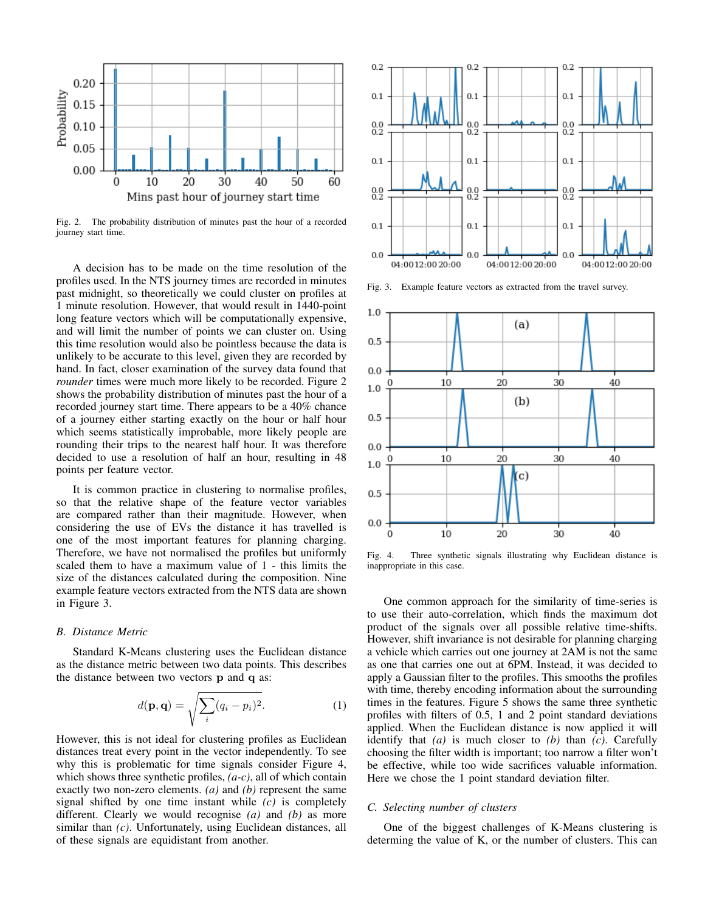Fig. 2. The probability distribution of minutes past the hour of a recorded journey start time.

A decision has to be made on the time resolution of the profiles used. In the NTS journey times are recorded in minutes past midnight, so theoretically we could cluster on profiles at 1 minute resolution. However, that would result in 1440-point long feature vectors which will be computationally expensive, and will limit the number of points we can cluster on. Using this time resolution would also be pointless because the data is unlikely to be accurate to this level, given they are recorded by hand. In fact, closer examination of the survey data found that *rounder* times were much more likely to be recorded. Figure 2 shows the probability distribution of minutes past the hour of a recorded journey start time. There appears to be a 40% chance of a journey either starting exactly on the hour or half hour which seems statistically improbable, more likely people are rounding their trips to the nearest half hour. It was therefore decided to use a resolution of half an hour, resulting in 48 points per feature vector.

It is common practice in clustering to normalise profiles, so that the relative shape of the feature vector variables are compared rather than their magnitude. However, when considering the use of EVs the distance it has travelled is one of the most important features for planning charging. Therefore, we have not normalised the profiles but uniformly scaled them to have a maximum value of 1 - this limits the size of the distances calculated during the composition. Nine example feature vectors extracted from the NTS data are shown in Figure 3.

### B. Distance Metric

Standard K-Means clustering uses the Euclidean distance as the distance metric between two data points. This describes the distance between two vectors $\mathbf{p}$ and $\mathbf{q}$ as:

$$d(\mathbf{p}, \mathbf{q}) = \sqrt{\sum_i (q_i - p_i)^2}. \tag{1}$$

However, this is not ideal for clustering profiles as Euclidean distances treat every point in the vector independently. To see why this is problematic for time signals consider Figure 4, which shows three synthetic profiles, *(a-c)*, all of which contain exactly two non-zero elements. *(a)* and *(b)* represent the same signal shifted by one time instant while *(c)* is completely different. Clearly we would recognise *(a)* and *(b)* as more similar than *(c)*. Unfortunately, using Euclidean distances, all of these signals are equidistant from another.

Fig. 3. Example feature vectors as extracted from the travel survey.

Fig. 4. Three synthetic signals illustrating why Euclidean distance is inappropriate in this case.

One common approach for the similarity of time-series is to use their auto-correlation, which finds the maximum dot product of the signals over all possible relative time-shifts. However, shift invariance is not desirable for planning charging a vehicle which carries out one journey at 2AM is not the same as one that carries one out at 6PM. Instead, it was decided to apply a Gaussian filter to the profiles. This smooths the profiles with time, thereby encoding information about the surrounding times in the features. Figure 5 shows the same three synthetic profiles with filters of 0.5, 1 and 2 point standard deviations applied. When the Euclidean distance is now applied it will identify that *(a)* is much closer to *(b)* than *(c)*. Carefully choosing the filter width is important; too narrow a filter won't be effective, while too wide sacrifices valuable information. Here we chose the 1 point standard deviation filter.

### C. Selecting number of clusters

One of the biggest challenges of K-Means clustering is determing the value of K, or the number of clusters. This can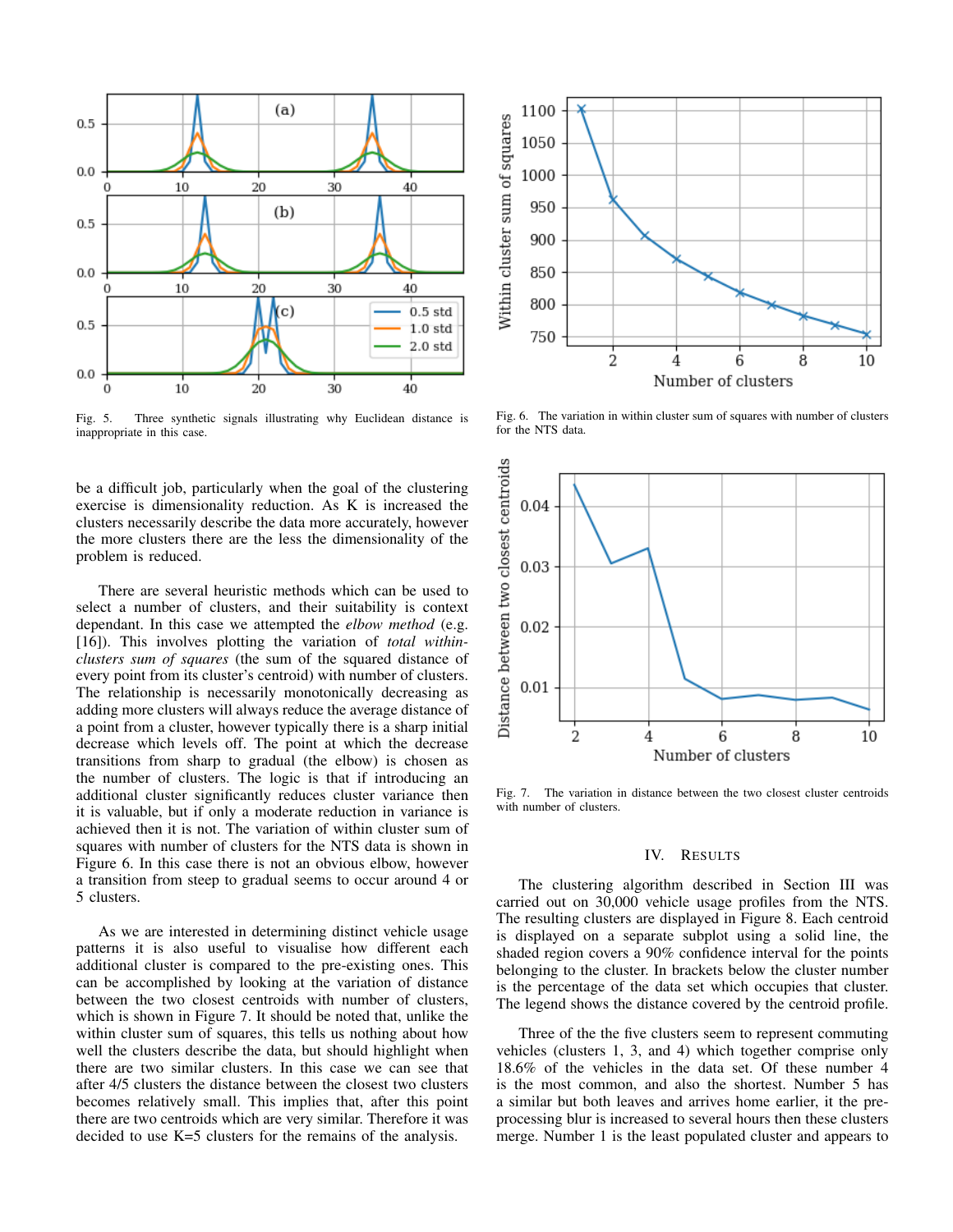Fig. 5. Three synthetic signals illustrating why Euclidean distance is inappropriate in this case.

be a difficult job, particularly when the goal of the clustering exercise is dimensionality reduction. As K is increased the clusters necessarily describe the data more accurately, however the more clusters there are the less the dimensionality of the problem is reduced.

There are several heuristic methods which can be used to select a number of clusters, and their suitability is context dependant. In this case we attempted the *elbow method* (e.g. [16]). This involves plotting the variation of *total within-clusters sum of squares* (the sum of the squared distance of every point from its cluster's centroid) with number of clusters. The relationship is necessarily monotonically decreasing as adding more clusters will always reduce the average distance of a point from a cluster, however typically there is a sharp initial decrease which levels off. The point at which the decrease transitions from sharp to gradual (the elbow) is chosen as the number of clusters. The logic is that if introducing an additional cluster significantly reduces cluster variance then it is valuable, but if only a moderate reduction in variance is achieved then it is not. The variation of within cluster sum of squares with number of clusters for the NTS data is shown in Figure 6. In this case there is not an obvious elbow, however a transition from steep to gradual seems to occur around 4 or 5 clusters.

As we are interested in determining distinct vehicle usage patterns it is also useful to visualise how different each additional cluster is compared to the pre-existing ones. This can be accomplished by looking at the variation of distance between the two closest centroids with number of clusters, which is shown in Figure 7. It should be noted that, unlike the within cluster sum of squares, this tells us nothing about how well the clusters describe the data, but should highlight when there are two similar clusters. In this case we can see that after 4/5 clusters the distance between the closest two clusters becomes relatively small. This implies that, after this point there are two centroids which are very similar. Therefore it was decided to use K=5 clusters for the remains of the analysis.

Fig. 6. The variation in within cluster sum of squares with number of clusters for the NTS data.

Fig. 7. The variation in distance between the two closest cluster centroids with number of clusters.

## IV. Results

The clustering algorithm described in Section III was carried out on 30,000 vehicle usage profiles from the NTS. The resulting clusters are displayed in Figure 8. Each centroid is displayed on a separate subplot using a solid line, the shaded region covers a 90% confidence interval for the points belonging to the cluster. In brackets below the cluster number is the percentage of the data set which occupies that cluster. The legend shows the distance covered by the centroid profile.

Three of the the five clusters seem to represent commuting vehicles (clusters 1, 3, and 4) which together comprise only 18.6% of the vehicles in the data set. Of these number 4 is the most common, and also the shortest. Number 5 has a similar but both leaves and arrives home earlier, it the pre-processing blur is increased to several hours then these clusters merge. Number 1 is the least populated cluster and appears to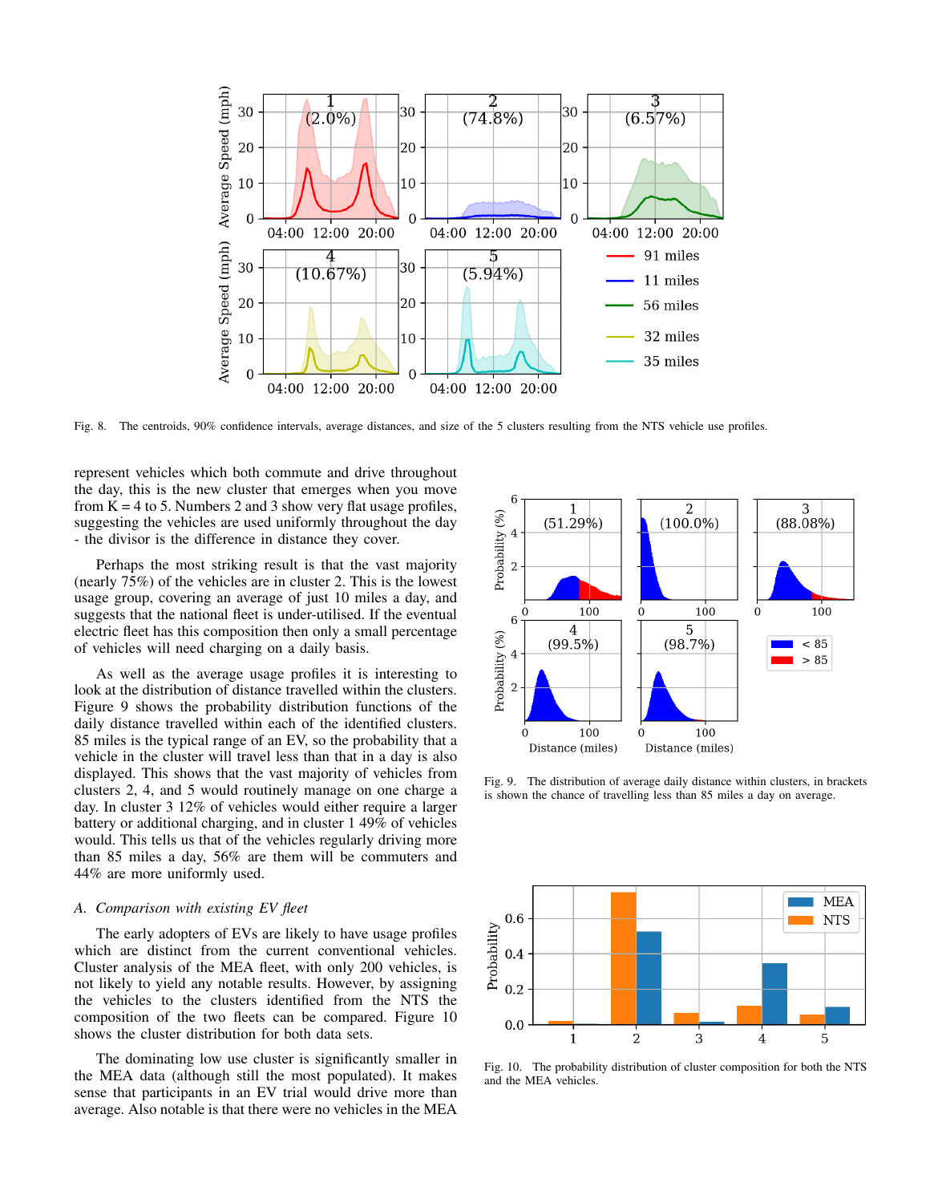Fig. 8. The centroids, 90% confidence intervals, average distances, and size of the 5 clusters resulting from the NTS vehicle use profiles.

represent vehicles which both commute and drive throughout the day, this is the new cluster that emerges when you move from K = 4 to 5. Numbers 2 and 3 show very flat usage profiles, suggesting the vehicles are used uniformly throughout the day - the divisor is the difference in distance they cover.

Perhaps the most striking result is that the vast majority (nearly 75%) of the vehicles are in cluster 2. This is the lowest usage group, covering an average of just 10 miles a day, and suggests that the national fleet is under-utilised. If the eventual electric fleet has this composition then only a small percentage of vehicles will need charging on a daily basis.

As well as the average usage profiles it is interesting to look at the distribution of distance travelled within the clusters. Figure 9 shows the probability distribution functions of the daily distance travelled within each of the identified clusters. 85 miles is the typical range of an EV, so the probability that a vehicle in the cluster will travel less than that in a day is also displayed. This shows that the vast majority of vehicles from clusters 2, 4, and 5 would routinely manage on one charge a day. In cluster 3 12% of vehicles would either require a larger battery or additional charging, and in cluster 1 49% of vehicles would. This tells us that of the vehicles regularly driving more than 85 miles a day, 56% are them will be commuters and 44% are more uniformly used.

Fig. 9. The distribution of average daily distance within clusters, in brackets is shown the chance of travelling less than 85 miles a day on average.

### *A. Comparison with existing EV fleet*

The early adopters of EVs are likely to have usage profiles which are distinct from the current conventional vehicles. Cluster analysis of the MEA fleet, with only 200 vehicles, is not likely to yield any notable results. However, by assigning the vehicles to the clusters identified from the NTS the composition of the two fleets can be compared. Figure 10 shows the cluster distribution for both data sets.

Fig. 10. The probability distribution of cluster composition for both the NTS and the MEA vehicles.

The dominating low use cluster is significantly smaller in the MEA data (although still the most populated). It makes sense that participants in an EV trial would drive more than average. Also notable is that there were no vehicles in the MEA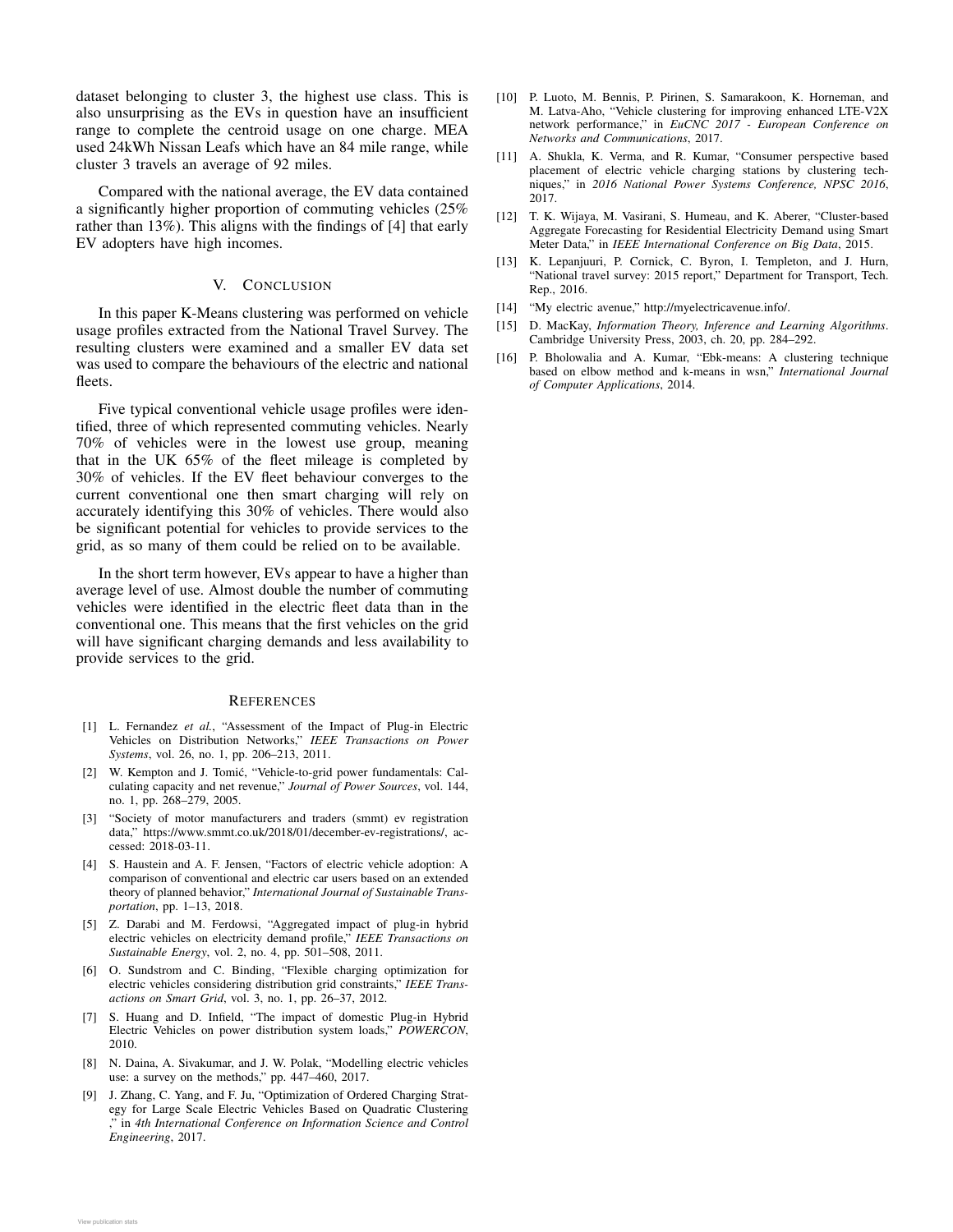dataset belonging to cluster 3, the highest use class. This is also unsurprising as the EVs in question have an insufficient range to complete the centroid usage on one charge. MEA used 24kWh Nissan Leafs which have an 84 mile range, while cluster 3 travels an average of 92 miles.

Compared with the national average, the EV data contained a significantly higher proportion of commuting vehicles (25% rather than 13%). This aligns with the findings of [4] that early EV adopters have high incomes.

## V. Conclusion

In this paper K-Means clustering was performed on vehicle usage profiles extracted from the National Travel Survey. The resulting clusters were examined and a smaller EV data set was used to compare the behaviours of the electric and national fleets.

Five typical conventional vehicle usage profiles were identified, three of which represented commuting vehicles. Nearly 70% of vehicles were in the lowest use group, meaning that in the UK 65% of the fleet mileage is completed by 30% of vehicles. If the EV fleet behaviour converges to the current conventional one then smart charging will rely on accurately identifying this 30% of vehicles. There would also be significant potential for vehicles to provide services to the grid, as so many of them could be relied on to be available.

In the short term however, EVs appear to have a higher than average level of use. Almost double the number of commuting vehicles were identified in the electric fleet data than in the conventional one. This means that the first vehicles on the grid will have significant charging demands and less availability to provide services to the grid.

## References

[1] L. Fernandez *et al.*, "Assessment of the Impact of Plug-in Electric Vehicles on Distribution Networks," *IEEE Transactions on Power Systems*, vol. 26, no. 1, pp. 206–213, 2011.

[2] W. Kempton and J. Tomić, "Vehicle-to-grid power fundamentals: Calculating capacity and net revenue," *Journal of Power Sources*, vol. 144, no. 1, pp. 268–279, 2005.

[3] "Society of motor manufacturers and traders (smmt) ev registration data," https://www.smmt.co.uk/2018/01/december-ev-registrations/, accessed: 2018-03-11.

[4] S. Haustein and A. F. Jensen, "Factors of electric vehicle adoption: A comparison of conventional and electric car users based on an extended theory of planned behavior," *International Journal of Sustainable Transportation*, pp. 1–13, 2018.

[5] Z. Darabi and M. Ferdowsi, "Aggregated impact of plug-in hybrid electric vehicles on electricity demand profile," *IEEE Transactions on Sustainable Energy*, vol. 2, no. 4, pp. 501–508, 2011.

[6] O. Sundstrom and C. Binding, "Flexible charging optimization for electric vehicles considering distribution grid constraints," *IEEE Transactions on Smart Grid*, vol. 3, no. 1, pp. 26–37, 2012.

[7] S. Huang and D. Infield, "The impact of domestic Plug-in Hybrid Electric Vehicles on power distribution system loads," *POWERCON*, 2010.

[8] N. Daina, A. Sivakumar, and J. W. Polak, "Modelling electric vehicles use: a survey on the methods," pp. 447–460, 2017.

[9] J. Zhang, C. Yang, and F. Ju, "Optimization of Ordered Charging Strategy for Large Scale Electric Vehicles Based on Quadratic Clustering ," in *4th International Conference on Information Science and Control Engineering*, 2017.

[10] P. Luoto, M. Bennis, P. Pirinen, S. Samarakoon, K. Horneman, and M. Latva-Aho, "Vehicle clustering for improving enhanced LTE-V2X network performance," in *EuCNC 2017 - European Conference on Networks and Communications*, 2017.

[11] A. Shukla, K. Verma, and R. Kumar, "Consumer perspective based placement of electric vehicle charging stations by clustering techniques," in *2016 National Power Systems Conference, NPSC 2016*, 2017.

[12] T. K. Wijaya, M. Vasirani, S. Humeau, and K. Aberer, "Cluster-based Aggregate Forecasting for Residential Electricity Demand using Smart Meter Data," in *IEEE International Conference on Big Data*, 2015.

[13] K. Lepanjuuri, P. Cornick, C. Byron, I. Templeton, and J. Hurn, "National travel survey: 2015 report," Department for Transport, Tech. Rep., 2016.

[14] "My electric avenue," http://myelectricavenue.info/.

[15] D. MacKay, *Information Theory, Inference and Learning Algorithms*. Cambridge University Press, 2003, ch. 20, pp. 284–292.

[16] P. Bholowalia and A. Kumar, "Ebk-means: A clustering technique based on elbow method and k-means in wsn," *International Journal of Computer Applications*, 2014.